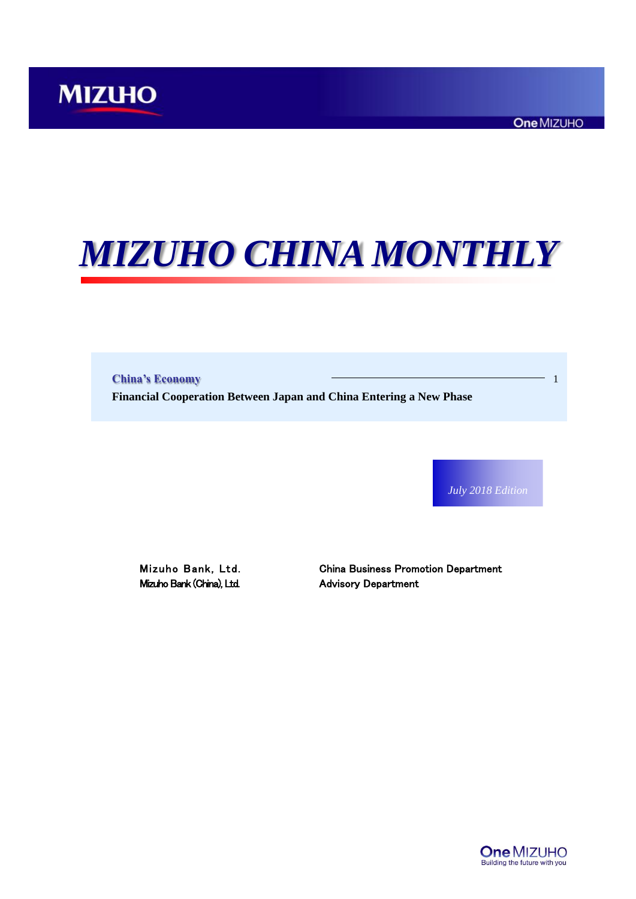MIZUHO

One MIZUHO

# *MIZUHO CHINA MONTHLY*

**China's Economy** ........ 1

**Financial Cooperation Between Japan and China Entering a New Phase**

*July 2018 Edition*

| | |
|---|---|
| Mizuho Bank, Ltd. | China Business Promotion Department |
| Mizuho Bank (China), Ltd. | Advisory Department |

One MIZUHO
Building the future with you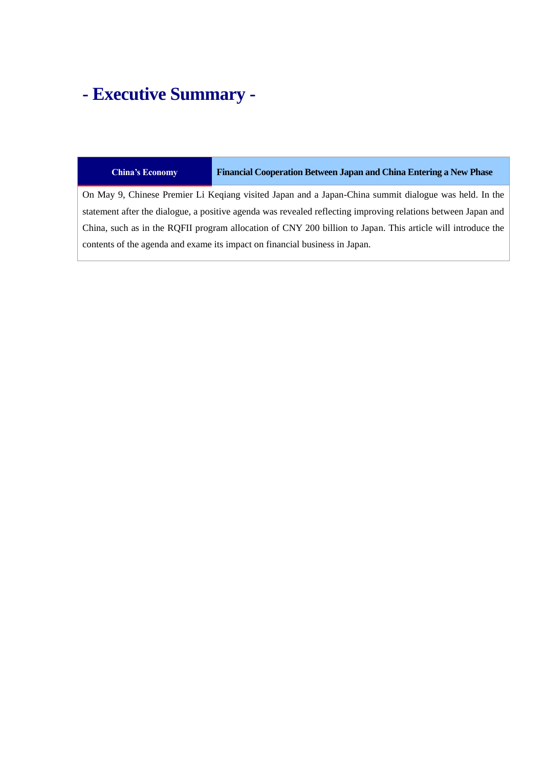# - Executive Summary -

| China's Economy | Financial Cooperation Between Japan and China Entering a New Phase |
|---|---|

On May 9, Chinese Premier Li Keqiang visited Japan and a Japan-China summit dialogue was held. In the statement after the dialogue, a positive agenda was revealed reflecting improving relations between Japan and China, such as in the RQFII program allocation of CNY 200 billion to Japan. This article will introduce the contents of the agenda and exame its impact on financial business in Japan.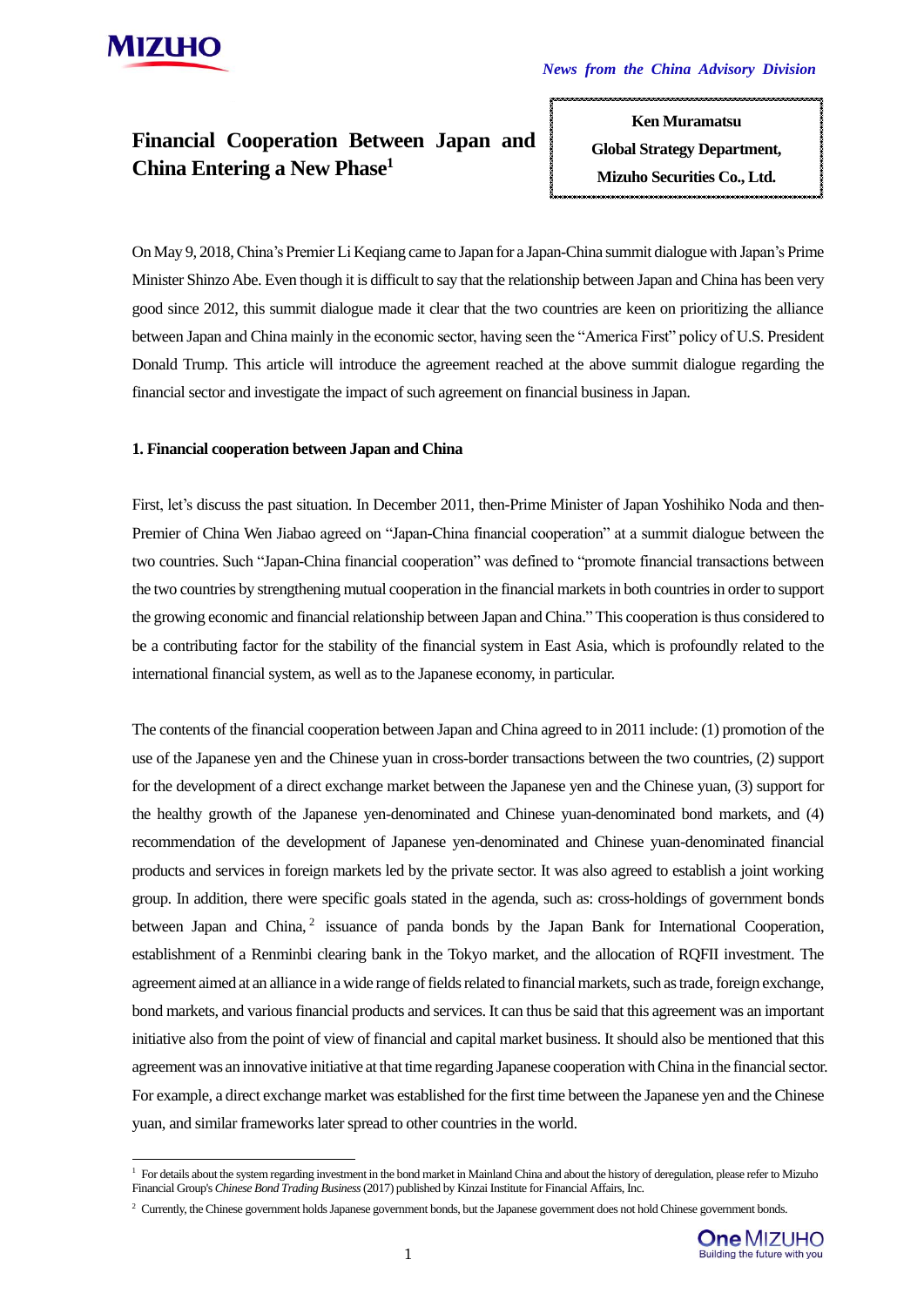# Financial Cooperation Between Japan and China Entering a New Phase[1]

**Ken Muramatsu**
**Global Strategy Department,**
**Mizuho Securities Co., Ltd.**

On May 9, 2018, China's Premier Li Keqiang came to Japan for a Japan-China summit dialogue with Japan's Prime Minister Shinzo Abe. Even though it is difficult to say that the relationship between Japan and China has been very good since 2012, this summit dialogue made it clear that the two countries are keen on prioritizing the alliance between Japan and China mainly in the economic sector, having seen the "America First" policy of U.S. President Donald Trump. This article will introduce the agreement reached at the above summit dialogue regarding the financial sector and investigate the impact of such agreement on financial business in Japan.

### 1. Financial cooperation between Japan and China

First, let's discuss the past situation. In December 2011, then-Prime Minister of Japan Yoshihiko Noda and then-Premier of China Wen Jiabao agreed on "Japan-China financial cooperation" at a summit dialogue between the two countries. Such "Japan-China financial cooperation" was defined to "promote financial transactions between the two countries by strengthening mutual cooperation in the financial markets in both countries in order to support the growing economic and financial relationship between Japan and China." This cooperation is thus considered to be a contributing factor for the stability of the financial system in East Asia, which is profoundly related to the international financial system, as well as to the Japanese economy, in particular.

The contents of the financial cooperation between Japan and China agreed to in 2011 include: (1) promotion of the use of the Japanese yen and the Chinese yuan in cross-border transactions between the two countries, (2) support for the development of a direct exchange market between the Japanese yen and the Chinese yuan, (3) support for the healthy growth of the Japanese yen-denominated and Chinese yuan-denominated bond markets, and (4) recommendation of the development of Japanese yen-denominated and Chinese yuan-denominated financial products and services in foreign markets led by the private sector. It was also agreed to establish a joint working group. In addition, there were specific goals stated in the agenda, such as: cross-holdings of government bonds between Japan and China,[2] issuance of panda bonds by the Japan Bank for International Cooperation, establishment of a Renminbi clearing bank in the Tokyo market, and the allocation of RQFII investment. The agreement aimed at an alliance in a wide range of fields related to financial markets, such as trade, foreign exchange, bond markets, and various financial products and services. It can thus be said that this agreement was an important initiative also from the point of view of financial and capital market business. It should also be mentioned that this agreement was an innovative initiative at that time regarding Japanese cooperation with China in the financial sector. For example, a direct exchange market was established for the first time between the Japanese yen and the Chinese yuan, and similar frameworks later spread to other countries in the world.

---

[1] For details about the system regarding investment in the bond market in Mainland China and about the history of deregulation, please refer to Mizuho Financial Group's *Chinese Bond Trading Business* (2017) published by Kinzai Institute for Financial Affairs, Inc.

[2] Currently, the Chinese government holds Japanese government bonds, but the Japanese government does not hold Chinese government bonds.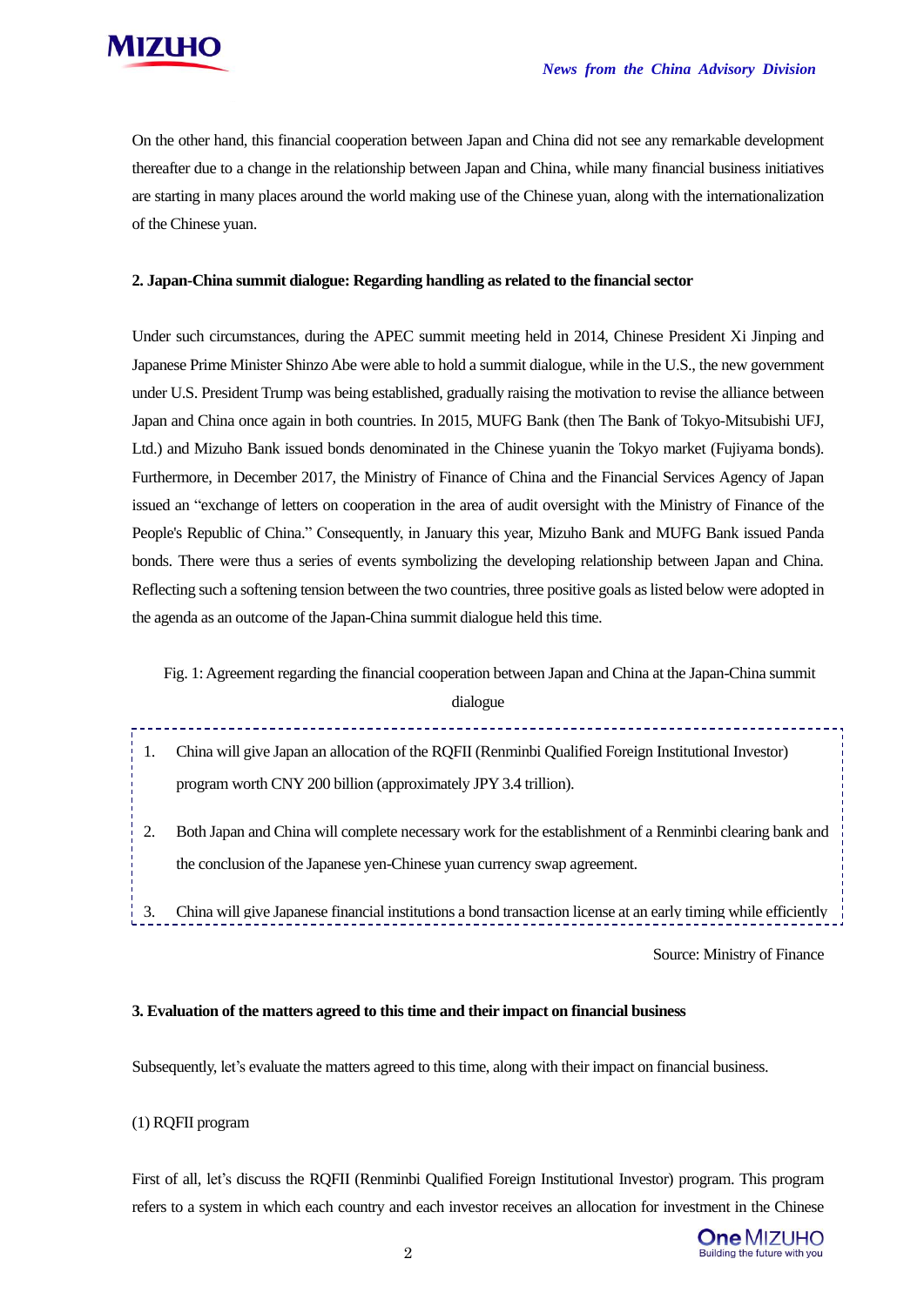On the other hand, this financial cooperation between Japan and China did not see any remarkable development thereafter due to a change in the relationship between Japan and China, while many financial business initiatives are starting in many places around the world making use of the Chinese yuan, along with the internationalization of the Chinese yuan.

**2. Japan-China summit dialogue: Regarding handling as related to the financial sector**

Under such circumstances, during the APEC summit meeting held in 2014, Chinese President Xi Jinping and Japanese Prime Minister Shinzo Abe were able to hold a summit dialogue, while in the U.S., the new government under U.S. President Trump was being established, gradually raising the motivation to revise the alliance between Japan and China once again in both countries. In 2015, MUFG Bank (then The Bank of Tokyo-Mitsubishi UFJ, Ltd.) and Mizuho Bank issued bonds denominated in the Chinese yuanin the Tokyo market (Fujiyama bonds). Furthermore, in December 2017, the Ministry of Finance of China and the Financial Services Agency of Japan issued an "exchange of letters on cooperation in the area of audit oversight with the Ministry of Finance of the People's Republic of China." Consequently, in January this year, Mizuho Bank and MUFG Bank issued Panda bonds. There were thus a series of events symbolizing the developing relationship between Japan and China. Reflecting such a softening tension between the two countries, three positive goals as listed below were adopted in the agenda as an outcome of the Japan-China summit dialogue held this time.

Fig. 1: Agreement regarding the financial cooperation between Japan and China at the Japan-China summit dialogue

1. China will give Japan an allocation of the RQFII (Renminbi Qualified Foreign Institutional Investor) program worth CNY 200 billion (approximately JPY 3.4 trillion).
2. Both Japan and China will complete necessary work for the establishment of a Renminbi clearing bank and the conclusion of the Japanese yen-Chinese yuan currency swap agreement.
3. China will give Japanese financial institutions a bond transaction license at an early timing while efficiently

Source: Ministry of Finance

**3. Evaluation of the matters agreed to this time and their impact on financial business**

Subsequently, let's evaluate the matters agreed to this time, along with their impact on financial business.

(1) RQFII program

First of all, let's discuss the RQFII (Renminbi Qualified Foreign Institutional Investor) program. This program refers to a system in which each country and each investor receives an allocation for investment in the Chinese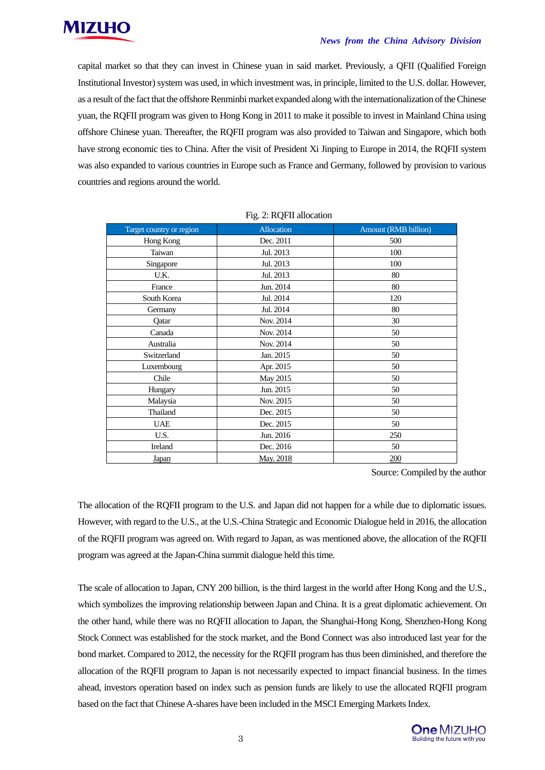capital market so that they can invest in Chinese yuan in said market. Previously, a QFII (Qualified Foreign Institutional Investor) system was used, in which investment was, in principle, limited to the U.S. dollar. However, as a result of the fact that the offshore Renminbi market expanded along with the internationalization of the Chinese yuan, the RQFII program was given to Hong Kong in 2011 to make it possible to invest in Mainland China using offshore Chinese yuan. Thereafter, the RQFII program was also provided to Taiwan and Singapore, which both have strong economic ties to China. After the visit of President Xi Jinping to Europe in 2014, the RQFII system was also expanded to various countries in Europe such as France and Germany, followed by provision to various countries and regions around the world.

Fig. 2: RQFII allocation

| Target country or region | Allocation | Amount (RMB billion) |
|---|---|---|
| Hong Kong | Dec. 2011 | 500 |
| Taiwan | Jul. 2013 | 100 |
| Singapore | Jul. 2013 | 100 |
| U.K. | Jul. 2013 | 80 |
| France | Jun. 2014 | 80 |
| South Korea | Jul. 2014 | 120 |
| Germany | Jul. 2014 | 80 |
| Qatar | Nov. 2014 | 30 |
| Canada | Nov. 2014 | 50 |
| Australia | Nov. 2014 | 50 |
| Switzerland | Jan. 2015 | 50 |
| Luxembourg | Apr. 2015 | 50 |
| Chile | May 2015 | 50 |
| Hungary | Jun. 2015 | 50 |
| Malaysia | Nov. 2015 | 50 |
| Thailand | Dec. 2015 | 50 |
| UAE | Dec. 2015 | 50 |
| U.S. | Jun. 2016 | 250 |
| Ireland | Dec. 2016 | 50 |
| Japan | May. 2018 | 200 |

Source: Compiled by the author

The allocation of the RQFII program to the U.S. and Japan did not happen for a while due to diplomatic issues. However, with regard to the U.S., at the U.S.-China Strategic and Economic Dialogue held in 2016, the allocation of the RQFII program was agreed on. With regard to Japan, as was mentioned above, the allocation of the RQFII program was agreed at the Japan-China summit dialogue held this time.

The scale of allocation to Japan, CNY 200 billion, is the third largest in the world after Hong Kong and the U.S., which symbolizes the improving relationship between Japan and China. It is a great diplomatic achievement. On the other hand, while there was no RQFII allocation to Japan, the Shanghai-Hong Kong, Shenzhen-Hong Kong Stock Connect was established for the stock market, and the Bond Connect was also introduced last year for the bond market. Compared to 2012, the necessity for the RQFII program has thus been diminished, and therefore the allocation of the RQFII program to Japan is not necessarily expected to impact financial business. In the times ahead, investors operation based on index such as pension funds are likely to use the allocated RQFII program based on the fact that Chinese A-shares have been included in the MSCI Emerging Markets Index.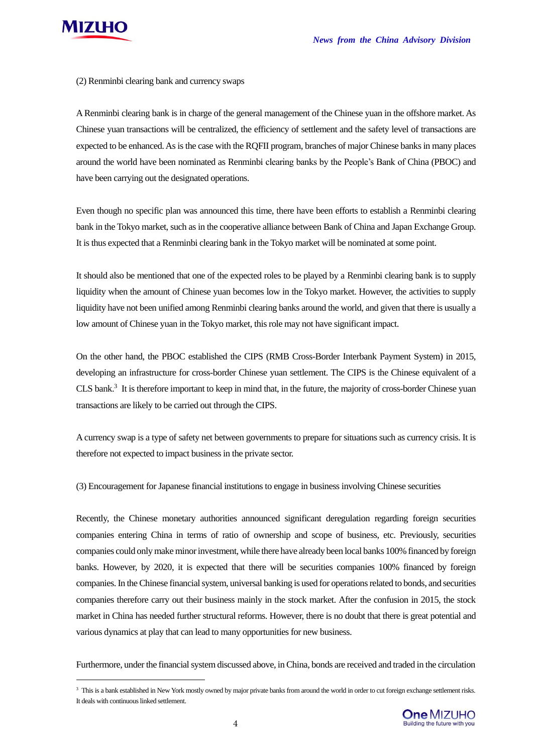(2) Renminbi clearing bank and currency swaps

A Renminbi clearing bank is in charge of the general management of the Chinese yuan in the offshore market. As Chinese yuan transactions will be centralized, the efficiency of settlement and the safety level of transactions are expected to be enhanced. As is the case with the RQFII program, branches of major Chinese banks in many places around the world have been nominated as Renminbi clearing banks by the People's Bank of China (PBOC) and have been carrying out the designated operations.

Even though no specific plan was announced this time, there have been efforts to establish a Renminbi clearing bank in the Tokyo market, such as in the cooperative alliance between Bank of China and Japan Exchange Group. It is thus expected that a Renminbi clearing bank in the Tokyo market will be nominated at some point.

It should also be mentioned that one of the expected roles to be played by a Renminbi clearing bank is to supply liquidity when the amount of Chinese yuan becomes low in the Tokyo market. However, the activities to supply liquidity have not been unified among Renminbi clearing banks around the world, and given that there is usually a low amount of Chinese yuan in the Tokyo market, this role may not have significant impact.

On the other hand, the PBOC established the CIPS (RMB Cross-Border Interbank Payment System) in 2015, developing an infrastructure for cross-border Chinese yuan settlement. The CIPS is the Chinese equivalent of a CLS bank.[3] It is therefore important to keep in mind that, in the future, the majority of cross-border Chinese yuan transactions are likely to be carried out through the CIPS.

A currency swap is a type of safety net between governments to prepare for situations such as currency crisis. It is therefore not expected to impact business in the private sector.

(3) Encouragement for Japanese financial institutions to engage in business involving Chinese securities

Recently, the Chinese monetary authorities announced significant deregulation regarding foreign securities companies entering China in terms of ratio of ownership and scope of business, etc. Previously, securities companies could only make minor investment, while there have already been local banks 100% financed by foreign banks. However, by 2020, it is expected that there will be securities companies 100% financed by foreign companies. In the Chinese financial system, universal banking is used for operations related to bonds, and securities companies therefore carry out their business mainly in the stock market. After the confusion in 2015, the stock market in China has needed further structural reforms. However, there is no doubt that there is great potential and various dynamics at play that can lead to many opportunities for new business.

Furthermore, under the financial system discussed above, in China, bonds are received and traded in the circulation

[3] This is a bank established in New York mostly owned by major private banks from around the world in order to cut foreign exchange settlement risks. It deals with continuous linked settlement.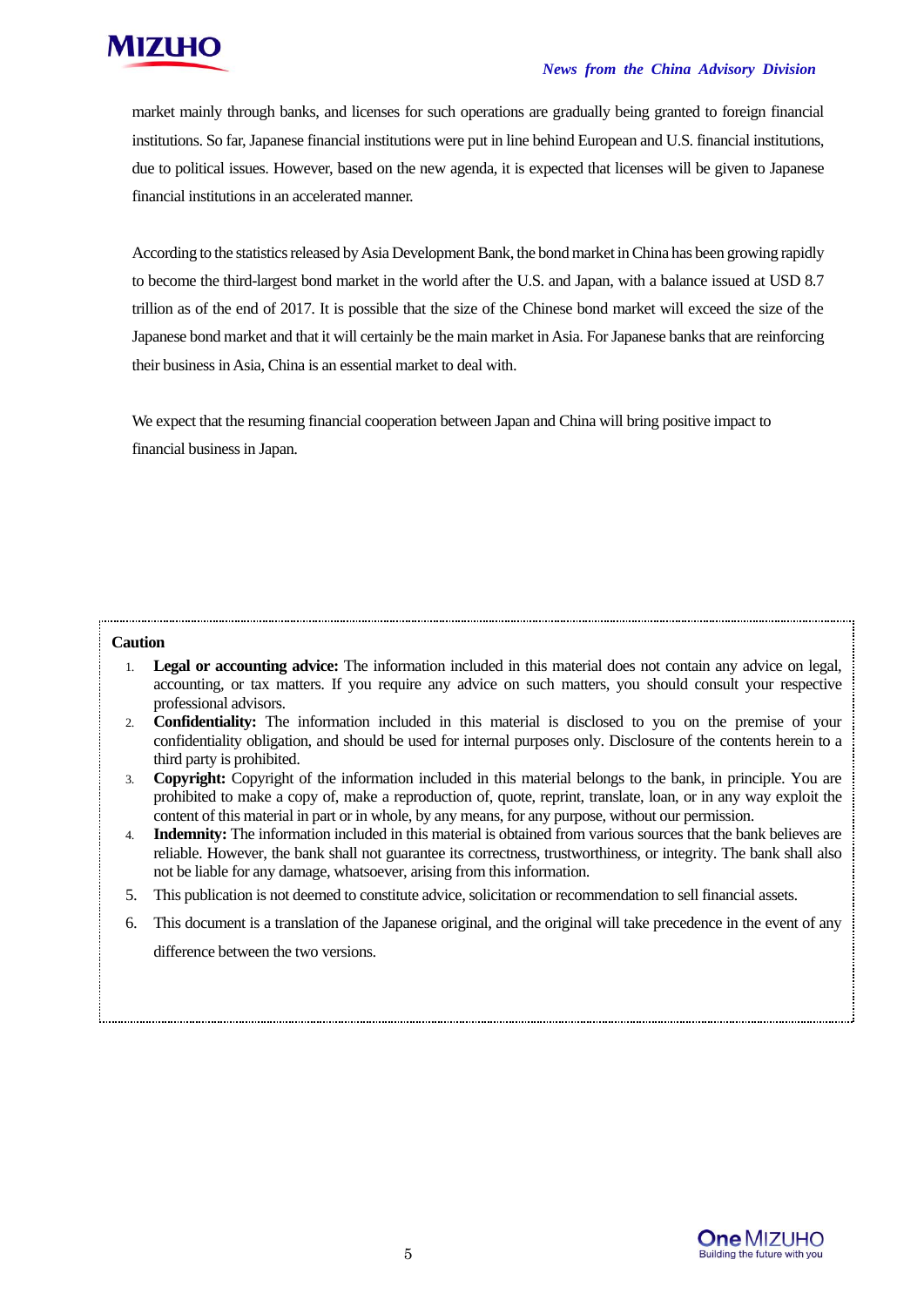market mainly through banks, and licenses for such operations are gradually being granted to foreign financial institutions. So far, Japanese financial institutions were put in line behind European and U.S. financial institutions, due to political issues. However, based on the new agenda, it is expected that licenses will be given to Japanese financial institutions in an accelerated manner.

According to the statistics released by Asia Development Bank, the bond market in China has been growing rapidly to become the third-largest bond market in the world after the U.S. and Japan, with a balance issued at USD 8.7 trillion as of the end of 2017. It is possible that the size of the Chinese bond market will exceed the size of the Japanese bond market and that it will certainly be the main market in Asia. For Japanese banks that are reinforcing their business in Asia, China is an essential market to deal with.

We expect that the resuming financial cooperation between Japan and China will bring positive impact to financial business in Japan.

**Caution**

1. **Legal or accounting advice:** The information included in this material does not contain any advice on legal, accounting, or tax matters. If you require any advice on such matters, you should consult your respective professional advisors.
2. **Confidentiality:** The information included in this material is disclosed to you on the premise of your confidentiality obligation, and should be used for internal purposes only. Disclosure of the contents herein to a third party is prohibited.
3. **Copyright:** Copyright of the information included in this material belongs to the bank, in principle. You are prohibited to make a copy of, make a reproduction of, quote, reprint, translate, loan, or in any way exploit the content of this material in part or in whole, by any means, for any purpose, without our permission.
4. **Indemnity:** The information included in this material is obtained from various sources that the bank believes are reliable. However, the bank shall not guarantee its correctness, trustworthiness, or integrity. The bank shall also not be liable for any damage, whatsoever, arising from this information.
5. This publication is not deemed to constitute advice, solicitation or recommendation to sell financial assets.
6. This document is a translation of the Japanese original, and the original will take precedence in the event of any difference between the two versions.